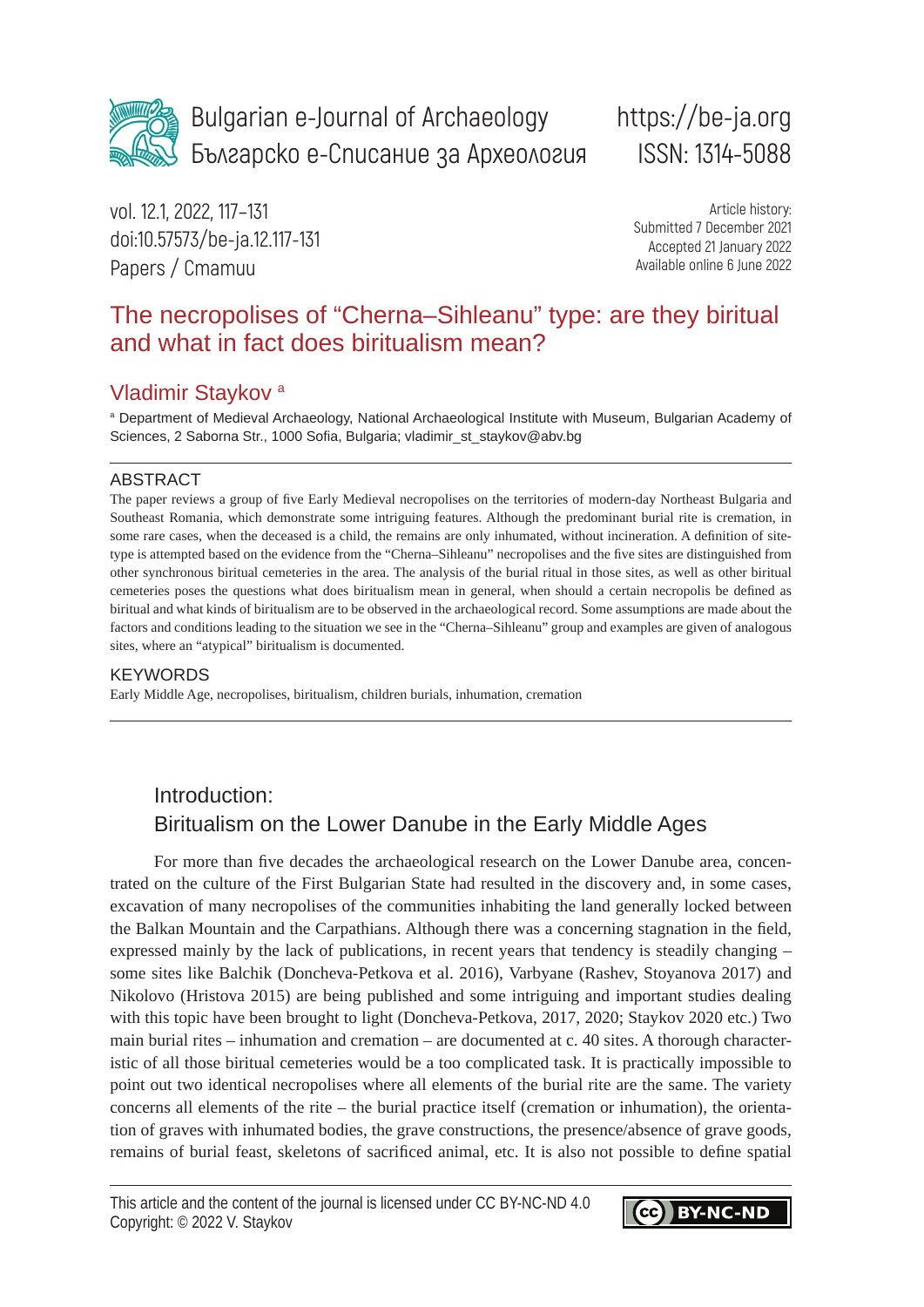Bulgarian e-Journal of Archaeology
Българско е-Списание за Археология

https://be-ja.org
ISSN: 1314-5088

vol. 12.1, 2022, 117–131
doi:10.57573/be-ja.12.117-131
Papers / Статии

Article history:
Submitted 7 December 2021
Accepted 21 January 2022
Available online 6 June 2022

# The necropolises of "Cherna–Sihleanu" type: are they biritual and what in fact does biritualism mean?

## Vladimir Staykov [a]

[a] Department of Medieval Archaeology, National Archaeological Institute with Museum, Bulgarian Academy of Sciences, 2 Saborna Str., 1000 Sofia, Bulgaria; vladimir_st_staykov@abv.bg

### ABSTRACT

The paper reviews a group of five Early Medieval necropolises on the territories of modern-day Northeast Bulgaria and Southeast Romania, which demonstrate some intriguing features. Although the predominant burial rite is cremation, in some rare cases, when the deceased is a child, the remains are only inhumated, without incineration. A definition of site-type is attempted based on the evidence from the "Cherna–Sihleanu" necropolises and the five sites are distinguished from other synchronous biritual cemeteries in the area. The analysis of the burial ritual in those sites, as well as other biritual cemeteries poses the questions what does biritualism mean in general, when should a certain necropolis be defined as biritual and what kinds of biritualism are to be observed in the archaeological record. Some assumptions are made about the factors and conditions leading to the situation we see in the "Cherna–Sihleanu" group and examples are given of analogous sites, where an "atypical" biritualism is documented.

### KEYWORDS

Early Middle Age, necropolises, biritualism, children burials, inhumation, cremation

## Introduction:
## Biritualism on the Lower Danube in the Early Middle Ages

For more than five decades the archaeological research on the Lower Danube area, concentrated on the culture of the First Bulgarian State had resulted in the discovery and, in some cases, excavation of many necropolises of the communities inhabiting the land generally locked between the Balkan Mountain and the Carpathians. Although there was a concerning stagnation in the field, expressed mainly by the lack of publications, in recent years that tendency is steadily changing – some sites like Balchik (Doncheva-Petkova et al. 2016), Varbyane (Rashev, Stoyanova 2017) and Nikolovo (Hristova 2015) are being published and some intriguing and important studies dealing with this topic have been brought to light (Doncheva-Petkova, 2017, 2020; Staykov 2020 etc.) Two main burial rites – inhumation and cremation – are documented at c. 40 sites. A thorough characteristic of all those biritual cemeteries would be a too complicated task. It is practically impossible to point out two identical necropolises where all elements of the burial rite are the same. The variety concerns all elements of the rite – the burial practice itself (cremation or inhumation), the orientation of graves with inhumated bodies, the grave constructions, the presence/absence of grave goods, remains of burial feast, skeletons of sacrificed animal, etc. It is also not possible to define spatial

This article and the content of the journal is licensed under CC BY-NC-ND 4.0
Copyright: © 2022 V. Staykov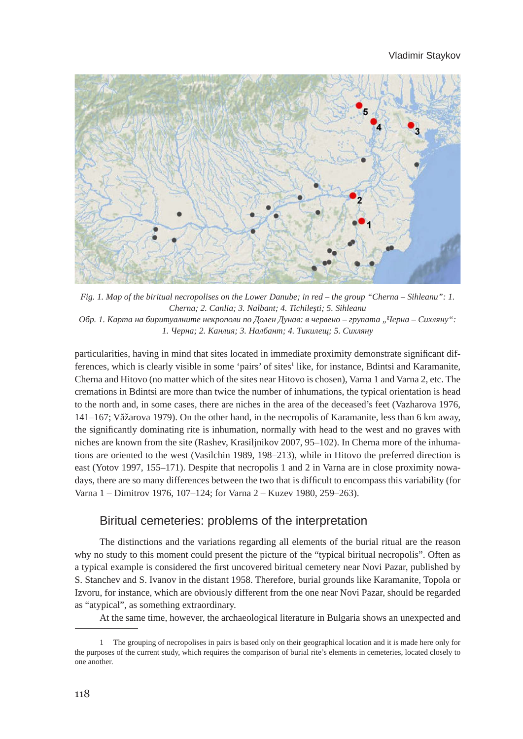*Fig. 1. Map of the biritual necropolises on the Lower Danube; in red – the group "Cherna – Sihleanu": 1. Cherna; 2. Canlia; 3. Nalbant; 4. Tichileşti; 5. Sihleanu*

*Обр. 1. Карта на биритуалните некрополи по Долен Дунав: в червено – групата „Черна – Сихляну": 1. Черна; 2. Канлия; 3. Налбант; 4. Тикилещ; 5. Сихляну*

particularities, having in mind that sites located in immediate proximity demonstrate significant differences, which is clearly visible in some 'pairs' of sites[1] like, for instance, Bdintsi and Karamanite, Cherna and Hitovo (no matter which of the sites near Hitovo is chosen), Varna 1 and Varna 2, etc. The cremations in Bdintsi are more than twice the number of inhumations, the typical orientation is head to the north and, in some cases, there are niches in the area of the deceased's feet (Vazharova 1976, 141–167; Văžarova 1979). On the other hand, in the necropolis of Karamanite, less than 6 km away, the significantly dominating rite is inhumation, normally with head to the west and no graves with niches are known from the site (Rashev, Krasiljnikov 2007, 95–102). In Cherna more of the inhumations are oriented to the west (Vasilchin 1989, 198–213), while in Hitovo the preferred direction is east (Yotov 1997, 155–171). Despite that necropolis 1 and 2 in Varna are in close proximity nowadays, there are so many differences between the two that is difficult to encompass this variability (for Varna 1 – Dimitrov 1976, 107–124; for Varna 2 – Kuzev 1980, 259–263).

## Biritual cemeteries: problems of the interpretation

The distinctions and the variations regarding all elements of the burial ritual are the reason why no study to this moment could present the picture of the "typical biritual necropolis". Often as a typical example is considered the first uncovered biritual cemetery near Novi Pazar, published by S. Stanchev and S. Ivanov in the distant 1958. Therefore, burial grounds like Karamanite, Topola or Izvoru, for instance, which are obviously different from the one near Novi Pazar, should be regarded as "atypical", as something extraordinary.

At the same time, however, the archaeological literature in Bulgaria shows an unexpected and

---

1 The grouping of necropolises in pairs is based only on their geographical location and it is made here only for the purposes of the current study, which requires the comparison of burial rite's elements in cemeteries, located closely to one another.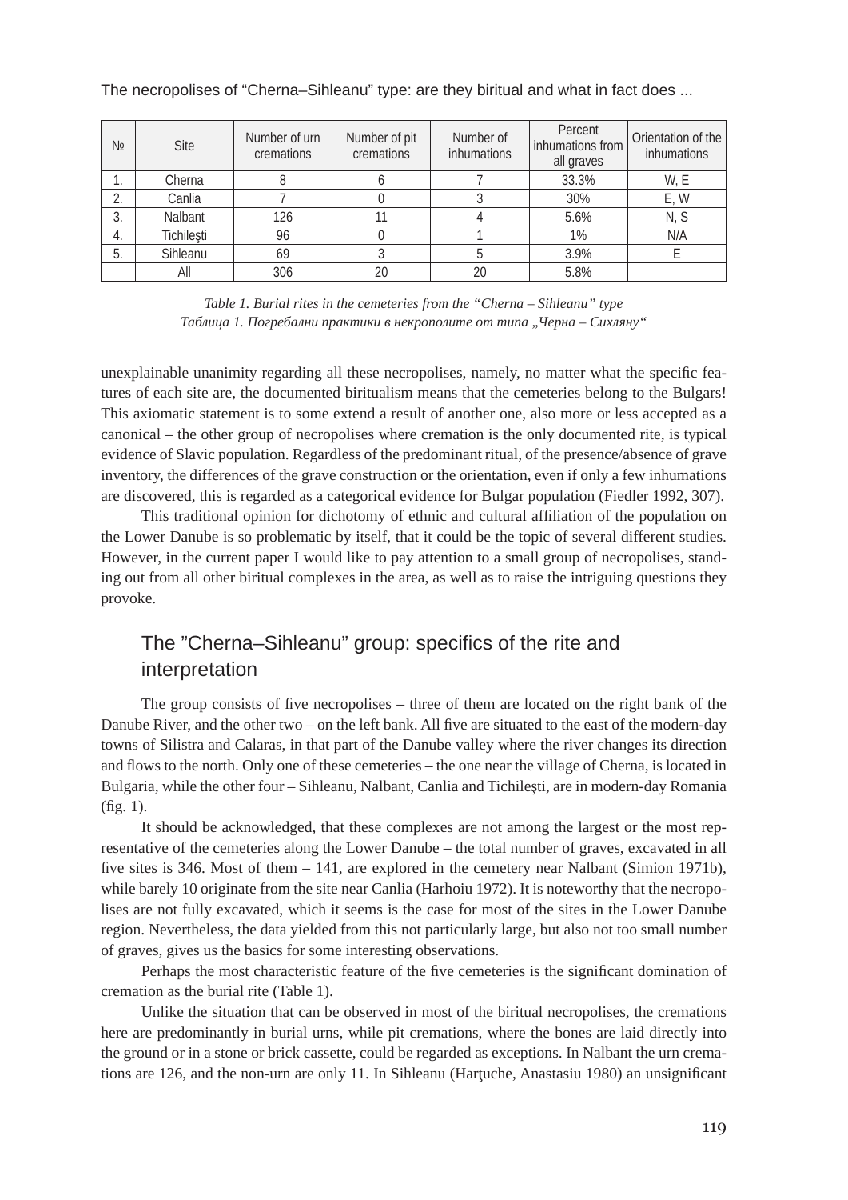| № | Site | Number of urn cremations | Number of pit cremations | Number of inhumations | Percent inhumations from all graves | Orientation of the inhumations |
|---|---|---|---|---|---|---|
| 1. | Cherna | 8 | 6 | 7 | 33.3% | W, E |
| 2. | Canlia | 7 | 0 | 3 | 30% | E, W |
| 3. | Nalbant | 126 | 11 | 4 | 5.6% | N, S |
| 4. | Tichileşti | 96 | 0 | 1 | 1% | N/A |
| 5. | Sihleanu | 69 | 3 | 5 | 3.9% | E |
| | All | 306 | 20 | 20 | 5.8% | |

*Table 1. Burial rites in the cemeteries from the "Cherna – Sihleanu" type*
*Таблица 1. Погребални практики в некрополите от типа „Черна – Сихляну"*

unexplainable unanimity regarding all these necropolises, namely, no matter what the specific features of each site are, the documented biritualism means that the cemeteries belong to the Bulgars! This axiomatic statement is to some extend a result of another one, also more or less accepted as a canonical – the other group of necropolises where cremation is the only documented rite, is typical evidence of Slavic population. Regardless of the predominant ritual, of the presence/absence of grave inventory, the differences of the grave construction or the orientation, even if only a few inhumations are discovered, this is regarded as a categorical evidence for Bulgar population (Fiedler 1992, 307).

This traditional opinion for dichotomy of ethnic and cultural affiliation of the population on the Lower Danube is so problematic by itself, that it could be the topic of several different studies. However, in the current paper I would like to pay attention to a small group of necropolises, standing out from all other biritual complexes in the area, as well as to raise the intriguing questions they provoke.

## The "Cherna–Sihleanu" group: specifics of the rite and interpretation

The group consists of five necropolises – three of them are located on the right bank of the Danube River, and the other two – on the left bank. All five are situated to the east of the modern-day towns of Silistra and Calaras, in that part of the Danube valley where the river changes its direction and flows to the north. Only one of these cemeteries – the one near the village of Cherna, is located in Bulgaria, while the other four – Sihleanu, Nalbant, Canlia and Tichileşti, are in modern-day Romania (fig. 1).

It should be acknowledged, that these complexes are not among the largest or the most representative of the cemeteries along the Lower Danube – the total number of graves, excavated in all five sites is 346. Most of them – 141, are explored in the cemetery near Nalbant (Simion 1971b), while barely 10 originate from the site near Canlia (Harhoiu 1972). It is noteworthy that the necropolises are not fully excavated, which it seems is the case for most of the sites in the Lower Danube region. Nevertheless, the data yielded from this not particularly large, but also not too small number of graves, gives us the basics for some interesting observations.

Perhaps the most characteristic feature of the five cemeteries is the significant domination of cremation as the burial rite (Table 1).

Unlike the situation that can be observed in most of the biritual necropolises, the cremations here are predominantly in burial urns, while pit cremations, where the bones are laid directly into the ground or in a stone or brick cassette, could be regarded as exceptions. In Nalbant the urn cremations are 126, and the non-urn are only 11. In Sihleanu (Harţuche, Anastasiu 1980) an unsignificant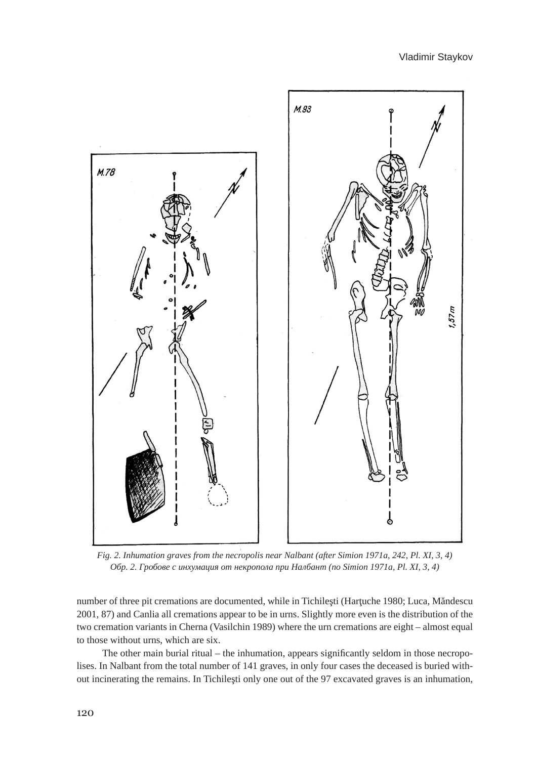*Fig. 2. Inhumation graves from the necropolis near Nalbant (after Simion 1971a, 242, Pl. XI, 3, 4)*
*Обр. 2. Гробове с инхумация от некропола при Налбант (по Simion 1971a, Pl. XI, 3, 4)*

number of three pit cremations are documented, while in Tichileşti (Harţuche 1980; Luca, Măndescu 2001, 87) and Canlia all cremations appear to be in urns. Slightly more even is the distribution of the two cremation variants in Cherna (Vasilchin 1989) where the urn cremations are eight – almost equal to those without urns, which are six.

The other main burial ritual – the inhumation, appears significantly seldom in those necropolises. In Nalbant from the total number of 141 graves, in only four cases the deceased is buried without incinerating the remains. In Tichileşti only one out of the 97 excavated graves is an inhumation,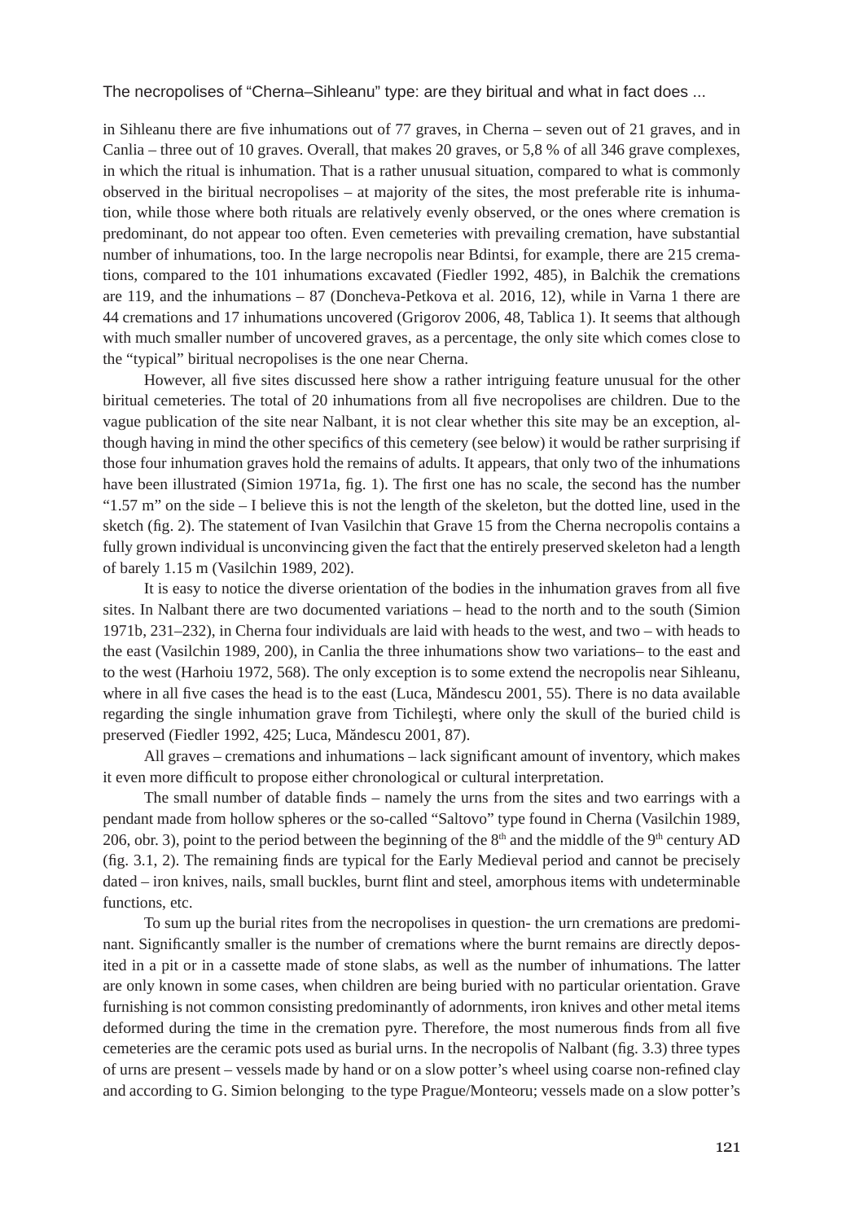in Sihleanu there are five inhumations out of 77 graves, in Cherna – seven out of 21 graves, and in Canlia – three out of 10 graves. Overall, that makes 20 graves, or 5,8 % of all 346 grave complexes, in which the ritual is inhumation. That is a rather unusual situation, compared to what is commonly observed in the biritual necropolises – at majority of the sites, the most preferable rite is inhumation, while those where both rituals are relatively evenly observed, or the ones where cremation is predominant, do not appear too often. Even cemeteries with prevailing cremation, have substantial number of inhumations, too. In the large necropolis near Bdintsi, for example, there are 215 cremations, compared to the 101 inhumations excavated (Fiedler 1992, 485), in Balchik the cremations are 119, and the inhumations – 87 (Doncheva-Petkova et al. 2016, 12), while in Varna 1 there are 44 cremations and 17 inhumations uncovered (Grigorov 2006, 48, Tablica 1). It seems that although with much smaller number of uncovered graves, as a percentage, the only site which comes close to the "typical" biritual necropolises is the one near Cherna.

However, all five sites discussed here show a rather intriguing feature unusual for the other biritual cemeteries. The total of 20 inhumations from all five necropolises are children. Due to the vague publication of the site near Nalbant, it is not clear whether this site may be an exception, although having in mind the other specifics of this cemetery (see below) it would be rather surprising if those four inhumation graves hold the remains of adults. It appears, that only two of the inhumations have been illustrated (Simion 1971a, fig. 1). The first one has no scale, the second has the number "1.57 m" on the side – I believe this is not the length of the skeleton, but the dotted line, used in the sketch (fig. 2). The statement of Ivan Vasilchin that Grave 15 from the Cherna necropolis contains a fully grown individual is unconvincing given the fact that the entirely preserved skeleton had a length of barely 1.15 m (Vasilchin 1989, 202).

It is easy to notice the diverse orientation of the bodies in the inhumation graves from all five sites. In Nalbant there are two documented variations – head to the north and to the south (Simion 1971b, 231–232), in Cherna four individuals are laid with heads to the west, and two – with heads to the east (Vasilchin 1989, 200), in Canlia the three inhumations show two variations– to the east and to the west (Harhoiu 1972, 568). The only exception is to some extend the necropolis near Sihleanu, where in all five cases the head is to the east (Luca, Măndescu 2001, 55). There is no data available regarding the single inhumation grave from Tichileşti, where only the skull of the buried child is preserved (Fiedler 1992, 425; Luca, Măndescu 2001, 87).

All graves – cremations and inhumations – lack significant amount of inventory, which makes it even more difficult to propose either chronological or cultural interpretation.

The small number of datable finds – namely the urns from the sites and two earrings with a pendant made from hollow spheres or the so-called "Saltovo" type found in Cherna (Vasilchin 1989, 206, obr. 3), point to the period between the beginning of the 8th and the middle of the 9th century AD (fig. 3.1, 2). The remaining finds are typical for the Early Medieval period and cannot be precisely dated – iron knives, nails, small buckles, burnt flint and steel, amorphous items with undeterminable functions, etc.

To sum up the burial rites from the necropolises in question- the urn cremations are predominant. Significantly smaller is the number of cremations where the burnt remains are directly deposited in a pit or in a cassette made of stone slabs, as well as the number of inhumations. The latter are only known in some cases, when children are being buried with no particular orientation. Grave furnishing is not common consisting predominantly of adornments, iron knives and other metal items deformed during the time in the cremation pyre. Therefore, the most numerous finds from all five cemeteries are the ceramic pots used as burial urns. In the necropolis of Nalbant (fig. 3.3) three types of urns are present – vessels made by hand or on a slow potter's wheel using coarse non-refined clay and according to G. Simion belonging to the type Prague/Monteoru; vessels made on a slow potter's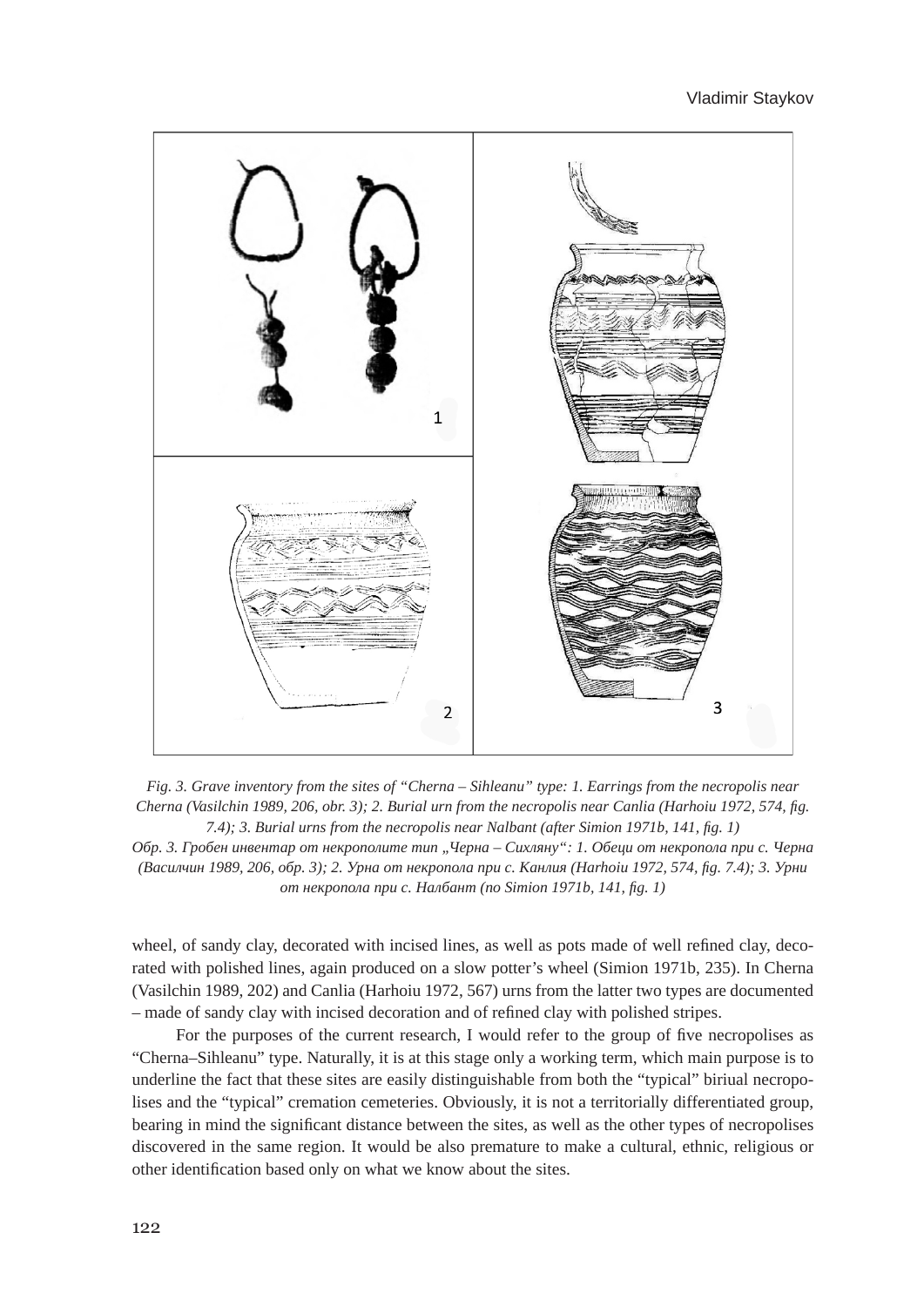*Fig. 3. Grave inventory from the sites of "Cherna – Sihleanu" type: 1. Earrings from the necropolis near Cherna (Vasilchin 1989, 206, obr. 3); 2. Burial urn from the necropolis near Canlia (Harhoiu 1972, 574, fig. 7.4); 3. Burial urns from the necropolis near Nalbant (after Simion 1971b, 141, fig. 1)*

*Обр. 3. Гробен инвентар от некрополите тип „Черна – Сихляну": 1. Обеци от некропола при с. Черна (Василчин 1989, 206, обр. 3); 2. Урна от некропола при с. Канлия (Harhoiu 1972, 574, fig. 7.4); 3. Урни от некропола при с. Налбант (по Simion 1971b, 141, fig. 1)*

wheel, of sandy clay, decorated with incised lines, as well as pots made of well refined clay, decorated with polished lines, again produced on a slow potter's wheel (Simion 1971b, 235). In Cherna (Vasilchin 1989, 202) and Canlia (Harhoiu 1972, 567) urns from the latter two types are documented – made of sandy clay with incised decoration and of refined clay with polished stripes.

For the purposes of the current research, I would refer to the group of five necropolises as "Cherna–Sihleanu" type. Naturally, it is at this stage only a working term, which main purpose is to underline the fact that these sites are easily distinguishable from both the "typical" biriual necropolises and the "typical" cremation cemeteries. Obviously, it is not a territorially differentiated group, bearing in mind the significant distance between the sites, as well as the other types of necropolises discovered in the same region. It would be also premature to make a cultural, ethnic, religious or other identification based only on what we know about the sites.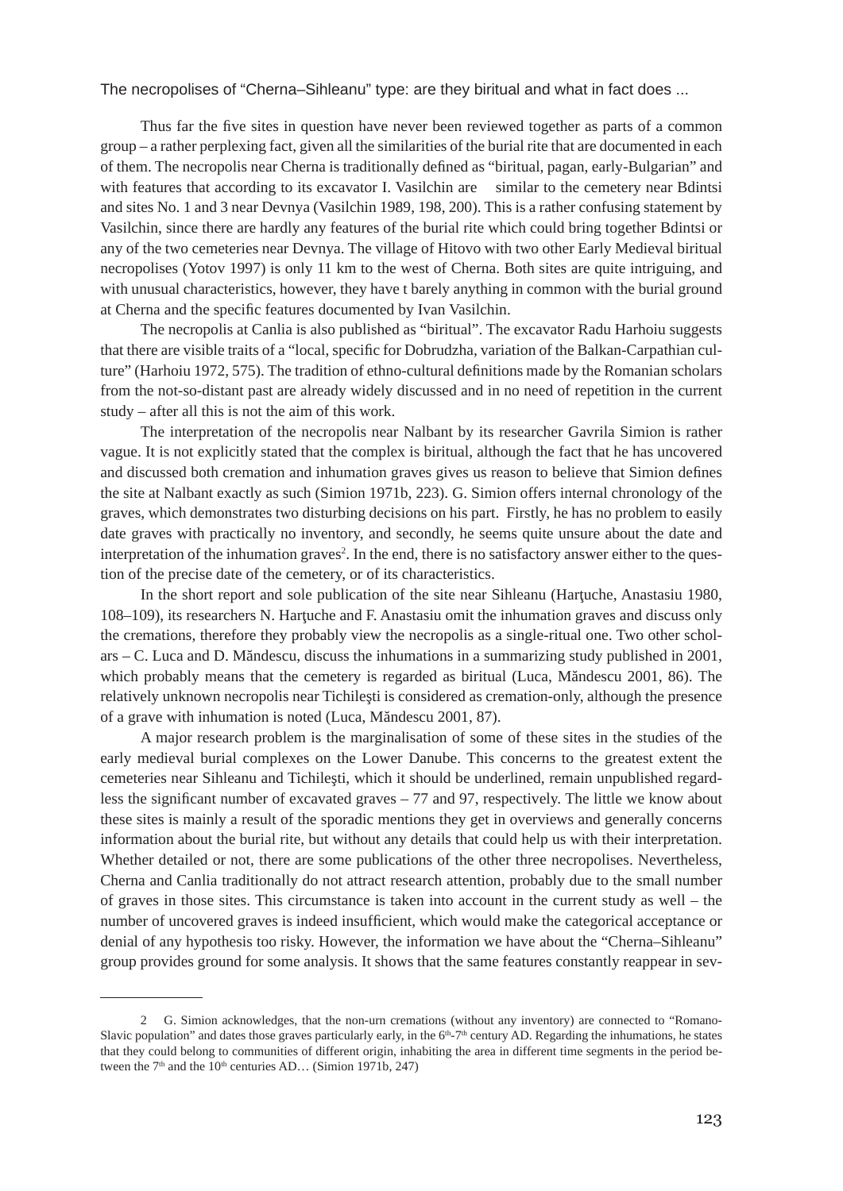Thus far the five sites in question have never been reviewed together as parts of a common group – a rather perplexing fact, given all the similarities of the burial rite that are documented in each of them. The necropolis near Cherna is traditionally defined as "biritual, pagan, early-Bulgarian" and with features that according to its excavator I. Vasilchin are similar to the cemetery near Bdintsi and sites No. 1 and 3 near Devnya (Vasilchin 1989, 198, 200). This is a rather confusing statement by Vasilchin, since there are hardly any features of the burial rite which could bring together Bdintsi or any of the two cemeteries near Devnya. The village of Hitovo with two other Early Medieval biritual necropolises (Yotov 1997) is only 11 km to the west of Cherna. Both sites are quite intriguing, and with unusual characteristics, however, they have t barely anything in common with the burial ground at Cherna and the specific features documented by Ivan Vasilchin.

The necropolis at Canlia is also published as "biritual". The excavator Radu Harhoiu suggests that there are visible traits of a "local, specific for Dobrudzha, variation of the Balkan-Carpathian culture" (Harhoiu 1972, 575). The tradition of ethno-cultural definitions made by the Romanian scholars from the not-so-distant past are already widely discussed and in no need of repetition in the current study – after all this is not the aim of this work.

The interpretation of the necropolis near Nalbant by its researcher Gavrila Simion is rather vague. It is not explicitly stated that the complex is biritual, although the fact that he has uncovered and discussed both cremation and inhumation graves gives us reason to believe that Simion defines the site at Nalbant exactly as such (Simion 1971b, 223). G. Simion offers internal chronology of the graves, which demonstrates two disturbing decisions on his part. Firstly, he has no problem to easily date graves with practically no inventory, and secondly, he seems quite unsure about the date and interpretation of the inhumation graves[2]. In the end, there is no satisfactory answer either to the question of the precise date of the cemetery, or of its characteristics.

In the short report and sole publication of the site near Sihleanu (Harţuche, Anastasiu 1980, 108–109), its researchers N. Harţuche and F. Anastasiu omit the inhumation graves and discuss only the cremations, therefore they probably view the necropolis as a single-ritual one. Two other scholars – C. Luca and D. Măndescu, discuss the inhumations in a summarizing study published in 2001, which probably means that the cemetery is regarded as biritual (Luca, Măndescu 2001, 86). The relatively unknown necropolis near Tichileşti is considered as cremation-only, although the presence of a grave with inhumation is noted (Luca, Măndescu 2001, 87).

A major research problem is the marginalisation of some of these sites in the studies of the early medieval burial complexes on the Lower Danube. This concerns to the greatest extent the cemeteries near Sihleanu and Tichileşti, which it should be underlined, remain unpublished regardless the significant number of excavated graves – 77 and 97, respectively. The little we know about these sites is mainly a result of the sporadic mentions they get in overviews and generally concerns information about the burial rite, but without any details that could help us with their interpretation. Whether detailed or not, there are some publications of the other three necropolises. Nevertheless, Cherna and Canlia traditionally do not attract research attention, probably due to the small number of graves in those sites. This circumstance is taken into account in the current study as well – the number of uncovered graves is indeed insufficient, which would make the categorical acceptance or denial of any hypothesis too risky. However, the information we have about the "Cherna–Sihleanu" group provides ground for some analysis. It shows that the same features constantly reappear in sev-

---

2 G. Simion acknowledges, that the non-urn cremations (without any inventory) are connected to "Romano-Slavic population" and dates those graves particularly early, in the 6th-7th century AD. Regarding the inhumations, he states that they could belong to communities of different origin, inhabiting the area in different time segments in the period between the 7th and the 10th centuries AD… (Simion 1971b, 247)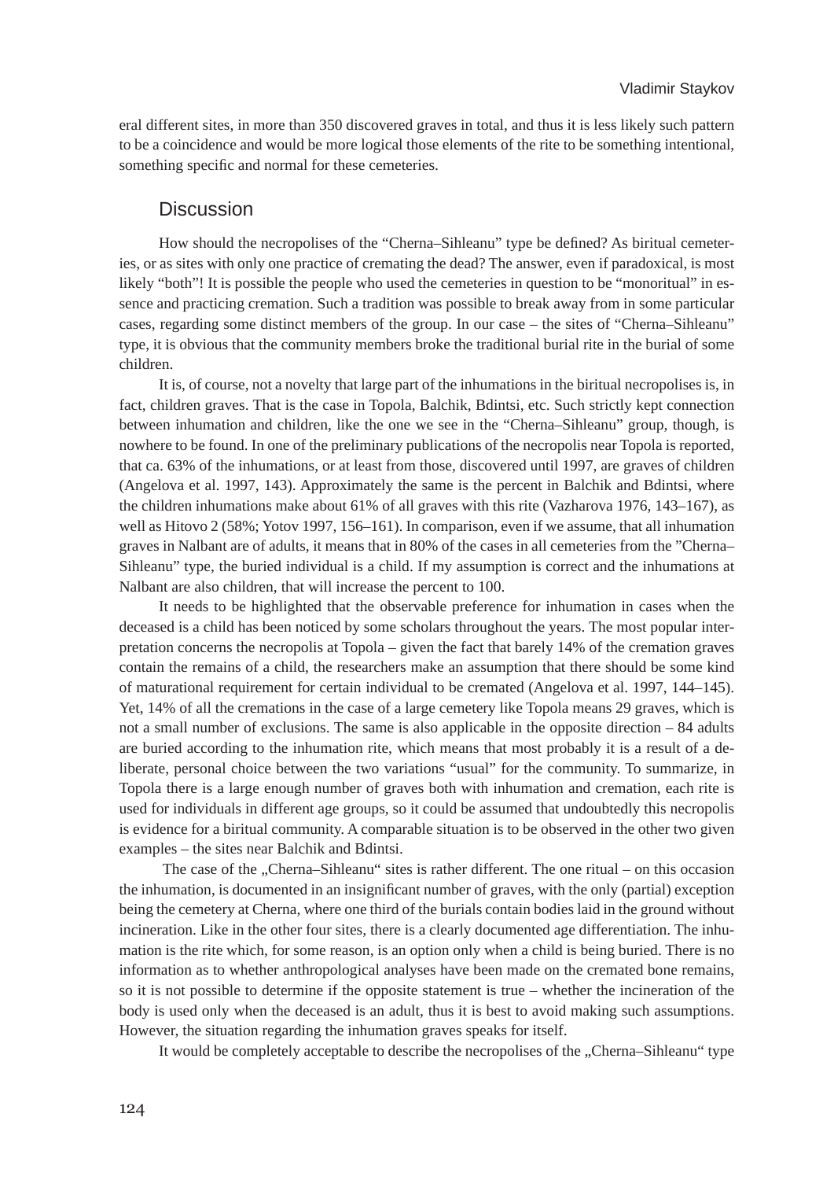eral different sites, in more than 350 discovered graves in total, and thus it is less likely such pattern to be a coincidence and would be more logical those elements of the rite to be something intentional, something specific and normal for these cemeteries.

## Discussion

How should the necropolises of the "Cherna–Sihleanu" type be defined? As biritual cemeteries, or as sites with only one practice of cremating the dead? The answer, even if paradoxical, is most likely "both"! It is possible the people who used the cemeteries in question to be "monoritual" in essence and practicing cremation. Such a tradition was possible to break away from in some particular cases, regarding some distinct members of the group. In our case – the sites of "Cherna–Sihleanu" type, it is obvious that the community members broke the traditional burial rite in the burial of some children.

It is, of course, not a novelty that large part of the inhumations in the biritual necropolises is, in fact, children graves. That is the case in Topola, Balchik, Bdintsi, etc. Such strictly kept connection between inhumation and children, like the one we see in the "Cherna–Sihleanu" group, though, is nowhere to be found. In one of the preliminary publications of the necropolis near Topola is reported, that ca. 63% of the inhumations, or at least from those, discovered until 1997, are graves of children (Angelova et al. 1997, 143). Approximately the same is the percent in Balchik and Bdintsi, where the children inhumations make about 61% of all graves with this rite (Vazharova 1976, 143–167), as well as Hitovo 2 (58%; Yotov 1997, 156–161). In comparison, even if we assume, that all inhumation graves in Nalbant are of adults, it means that in 80% of the cases in all cemeteries from the "Cherna–Sihleanu" type, the buried individual is a child. If my assumption is correct and the inhumations at Nalbant are also children, that will increase the percent to 100.

It needs to be highlighted that the observable preference for inhumation in cases when the deceased is a child has been noticed by some scholars throughout the years. The most popular interpretation concerns the necropolis at Topola – given the fact that barely 14% of the cremation graves contain the remains of a child, the researchers make an assumption that there should be some kind of maturational requirement for certain individual to be cremated (Angelova et al. 1997, 144–145). Yet, 14% of all the cremations in the case of a large cemetery like Topola means 29 graves, which is not a small number of exclusions. The same is also applicable in the opposite direction – 84 adults are buried according to the inhumation rite, which means that most probably it is a result of a deliberate, personal choice between the two variations "usual" for the community. To summarize, in Topola there is a large enough number of graves both with inhumation and cremation, each rite is used for individuals in different age groups, so it could be assumed that undoubtedly this necropolis is evidence for a biritual community. A comparable situation is to be observed in the other two given examples – the sites near Balchik and Bdintsi.

The case of the „Cherna–Sihleanu" sites is rather different. The one ritual – on this occasion the inhumation, is documented in an insignificant number of graves, with the only (partial) exception being the cemetery at Cherna, where one third of the burials contain bodies laid in the ground without incineration. Like in the other four sites, there is a clearly documented age differentiation. The inhumation is the rite which, for some reason, is an option only when a child is being buried. There is no information as to whether anthropological analyses have been made on the cremated bone remains, so it is not possible to determine if the opposite statement is true – whether the incineration of the body is used only when the deceased is an adult, thus it is best to avoid making such assumptions. However, the situation regarding the inhumation graves speaks for itself.

It would be completely acceptable to describe the necropolises of the „Cherna–Sihleanu" type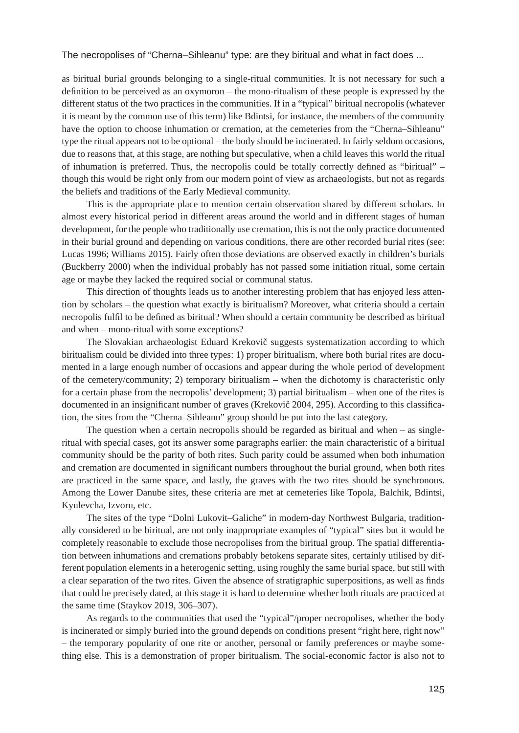as biritual burial grounds belonging to a single-ritual communities. It is not necessary for such a definition to be perceived as an oxymoron – the mono-ritualism of these people is expressed by the different status of the two practices in the communities. If in a "typical" biritual necropolis (whatever it is meant by the common use of this term) like Bdintsi, for instance, the members of the community have the option to choose inhumation or cremation, at the cemeteries from the "Cherna–Sihleanu" type the ritual appears not to be optional – the body should be incinerated. In fairly seldom occasions, due to reasons that, at this stage, are nothing but speculative, when a child leaves this world the ritual of inhumation is preferred. Thus, the necropolis could be totally correctly defined as "biritual" – though this would be right only from our modern point of view as archaeologists, but not as regards the beliefs and traditions of the Early Medieval community.

This is the appropriate place to mention certain observation shared by different scholars. In almost every historical period in different areas around the world and in different stages of human development, for the people who traditionally use cremation, this is not the only practice documented in their burial ground and depending on various conditions, there are other recorded burial rites (see: Lucas 1996; Williams 2015). Fairly often those deviations are observed exactly in children's burials (Buckberry 2000) when the individual probably has not passed some initiation ritual, some certain age or maybe they lacked the required social or communal status.

This direction of thoughts leads us to another interesting problem that has enjoyed less attention by scholars – the question what exactly is biritualism? Moreover, what criteria should a certain necropolis fulfil to be defined as biritual? When should a certain community be described as biritual and when – mono-ritual with some exceptions?

The Slovakian archaeologist Eduard Krekovič suggests systematization according to which biritualism could be divided into three types: 1) proper biritualism, where both burial rites are documented in a large enough number of occasions and appear during the whole period of development of the cemetery/community; 2) temporary biritualism – when the dichotomy is characteristic only for a certain phase from the necropolis' development; 3) partial biritualism – when one of the rites is documented in an insignificant number of graves (Krekovič 2004, 295). According to this classification, the sites from the "Cherna–Sihleanu" group should be put into the last category.

The question when a certain necropolis should be regarded as biritual and when – as single-ritual with special cases, got its answer some paragraphs earlier: the main characteristic of a biritual community should be the parity of both rites. Such parity could be assumed when both inhumation and cremation are documented in significant numbers throughout the burial ground, when both rites are practiced in the same space, and lastly, the graves with the two rites should be synchronous. Among the Lower Danube sites, these criteria are met at cemeteries like Topola, Balchik, Bdintsi, Kyulevcha, Izvoru, etc.

The sites of the type "Dolni Lukovit–Galiche" in modern-day Northwest Bulgaria, traditionally considered to be biritual, are not only inappropriate examples of "typical" sites but it would be completely reasonable to exclude those necropolises from the biritual group. The spatial differentiation between inhumations and cremations probably betokens separate sites, certainly utilised by different population elements in a heterogenic setting, using roughly the same burial space, but still with a clear separation of the two rites. Given the absence of stratigraphic superpositions, as well as finds that could be precisely dated, at this stage it is hard to determine whether both rituals are practiced at the same time (Staykov 2019, 306–307).

As regards to the communities that used the "typical"/proper necropolises, whether the body is incinerated or simply buried into the ground depends on conditions present "right here, right now" – the temporary popularity of one rite or another, personal or family preferences or maybe something else. This is a demonstration of proper biritualism. The social-economic factor is also not to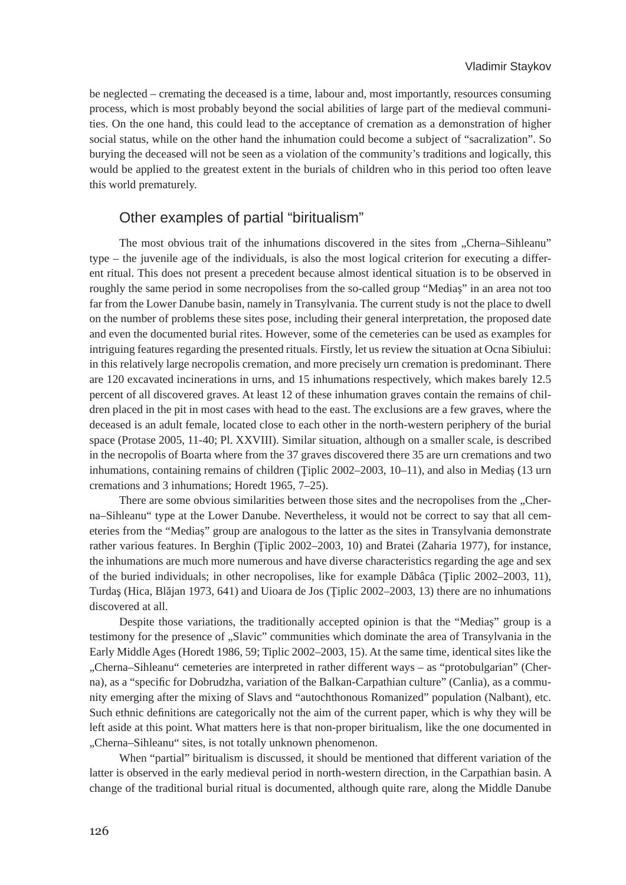be neglected – cremating the deceased is a time, labour and, most importantly, resources consuming process, which is most probably beyond the social abilities of large part of the medieval communities. On the one hand, this could lead to the acceptance of cremation as a demonstration of higher social status, while on the other hand the inhumation could become a subject of "sacralization". So burying the deceased will not be seen as a violation of the community's traditions and logically, this would be applied to the greatest extent in the burials of children who in this period too often leave this world prematurely.

## Other examples of partial "biritualism"

The most obvious trait of the inhumations discovered in the sites from „Cherna–Sihleanu" type – the juvenile age of the individuals, is also the most logical criterion for executing a different ritual. This does not present a precedent because almost identical situation is to be observed in roughly the same period in some necropolises from the so-called group "Mediaș" in an area not too far from the Lower Danube basin, namely in Transylvania. The current study is not the place to dwell on the number of problems these sites pose, including their general interpretation, the proposed date and even the documented burial rites. However, some of the cemeteries can be used as examples for intriguing features regarding the presented rituals. Firstly, let us review the situation at Ocna Sibiului: in this relatively large necropolis cremation, and more precisely urn cremation is predominant. There are 120 excavated incinerations in urns, and 15 inhumations respectively, which makes barely 12.5 percent of all discovered graves. At least 12 of these inhumation graves contain the remains of children placed in the pit in most cases with head to the east. The exclusions are a few graves, where the deceased is an adult female, located close to each other in the north-western periphery of the burial space (Protase 2005, 11-40; Pl. XXVIII). Similar situation, although on a smaller scale, is described in the necropolis of Boarta where from the 37 graves discovered there 35 are urn cremations and two inhumations, containing remains of children (Ţiplic 2002–2003, 10–11), and also in Mediaș (13 urn cremations and 3 inhumations; Horedt 1965, 7–25).

There are some obvious similarities between those sites and the necropolises from the „Cherna–Sihleanu" type at the Lower Danube. Nevertheless, it would not be correct to say that all cemeteries from the "Mediaș" group are analogous to the latter as the sites in Transylvania demonstrate rather various features. In Berghin (Ţiplic 2002–2003, 10) and Bratei (Zaharia 1977), for instance, the inhumations are much more numerous and have diverse characteristics regarding the age and sex of the buried individuals; in other necropolises, like for example Dăbâca (Ţiplic 2002–2003, 11), Turdaş (Hica, Blăjan 1973, 641) and Uioara de Jos (Ţiplic 2002–2003, 13) there are no inhumations discovered at all.

Despite those variations, the traditionally accepted opinion is that the "Mediaș" group is a testimony for the presence of „Slavic" communities which dominate the area of Transylvania in the Early Middle Ages (Horedt 1986, 59; Tiplic 2002–2003, 15). At the same time, identical sites like the „Cherna–Sihleanu" cemeteries are interpreted in rather different ways – as "protobulgarian" (Cherna), as a "specific for Dobrudzha, variation of the Balkan-Carpathian culture" (Canlia), as a community emerging after the mixing of Slavs and "autochthonous Romanized" population (Nalbant), etc. Such ethnic definitions are categorically not the aim of the current paper, which is why they will be left aside at this point. What matters here is that non-proper biritualism, like the one documented in „Cherna–Sihleanu" sites, is not totally unknown phenomenon.

When "partial" biritualism is discussed, it should be mentioned that different variation of the latter is observed in the early medieval period in north-western direction, in the Carpathian basin. A change of the traditional burial ritual is documented, although quite rare, along the Middle Danube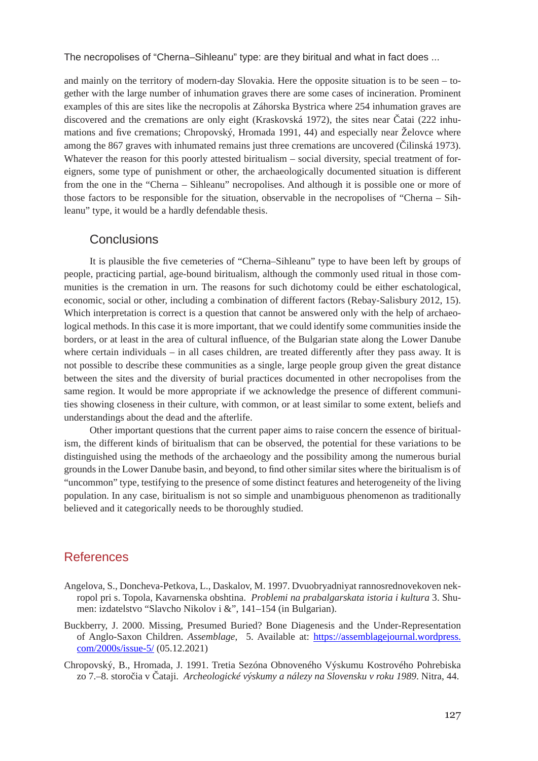and mainly on the territory of modern-day Slovakia. Here the opposite situation is to be seen – together with the large number of inhumation graves there are some cases of incineration. Prominent examples of this are sites like the necropolis at Záhorska Bystrica where 254 inhumation graves are discovered and the cremations are only eight (Kraskovská 1972), the sites near Čatai (222 inhumations and five cremations; Chropovský, Hromada 1991, 44) and especially near Želovce where among the 867 graves with inhumated remains just three cremations are uncovered (Čilinská 1973). Whatever the reason for this poorly attested biritualism – social diversity, special treatment of foreigners, some type of punishment or other, the archaeologically documented situation is different from the one in the "Cherna – Sihleanu" necropolises. And although it is possible one or more of those factors to be responsible for the situation, observable in the necropolises of "Cherna – Sihleanu" type, it would be a hardly defendable thesis.

## Conclusions

It is plausible the five cemeteries of "Cherna–Sihleanu" type to have been left by groups of people, practicing partial, age-bound biritualism, although the commonly used ritual in those communities is the cremation in urn. The reasons for such dichotomy could be either eschatological, economic, social or other, including a combination of different factors (Rebay-Salisbury 2012, 15). Which interpretation is correct is a question that cannot be answered only with the help of archaeological methods. In this case it is more important, that we could identify some communities inside the borders, or at least in the area of cultural influence, of the Bulgarian state along the Lower Danube where certain individuals – in all cases children, are treated differently after they pass away. It is not possible to describe these communities as a single, large people group given the great distance between the sites and the diversity of burial practices documented in other necropolises from the same region. It would be more appropriate if we acknowledge the presence of different communities showing closeness in their culture, with common, or at least similar to some extent, beliefs and understandings about the dead and the afterlife.

Other important questions that the current paper aims to raise concern the essence of biritualism, the different kinds of biritualism that can be observed, the potential for these variations to be distinguished using the methods of the archaeology and the possibility among the numerous burial grounds in the Lower Danube basin, and beyond, to find other similar sites where the biritualism is of "uncommon" type, testifying to the presence of some distinct features and heterogeneity of the living population. In any case, biritualism is not so simple and unambiguous phenomenon as traditionally believed and it categorically needs to be thoroughly studied.

## References

Angelova, S., Doncheva-Petkova, L., Daskalov, M. 1997. Dvuobryadniyat rannosrednovekoven nekropol pri s. Topola, Kavarnenska obshtina. *Problemi na prabalgarskata istoria i kultura* 3. Shumen: izdatelstvo "Slavcho Nikolov i &", 141–154 (in Bulgarian).

Buckberry, J. 2000. Missing, Presumed Buried? Bone Diagenesis and the Under-Representation of Anglo-Saxon Children. *Assemblage*, 5. Available at: https://assemblagejournal.wordpress.com/2000s/issue-5/ (05.12.2021)

Chropovský, B., Hromada, J. 1991. Tretia Sezóna Obnoveného Výskumu Kostrového Pohrebiska zo 7.–8. storočia v Čataji. *Archeologické výskumy a nálezy na Slovensku v roku 1989*. Nitra, 44.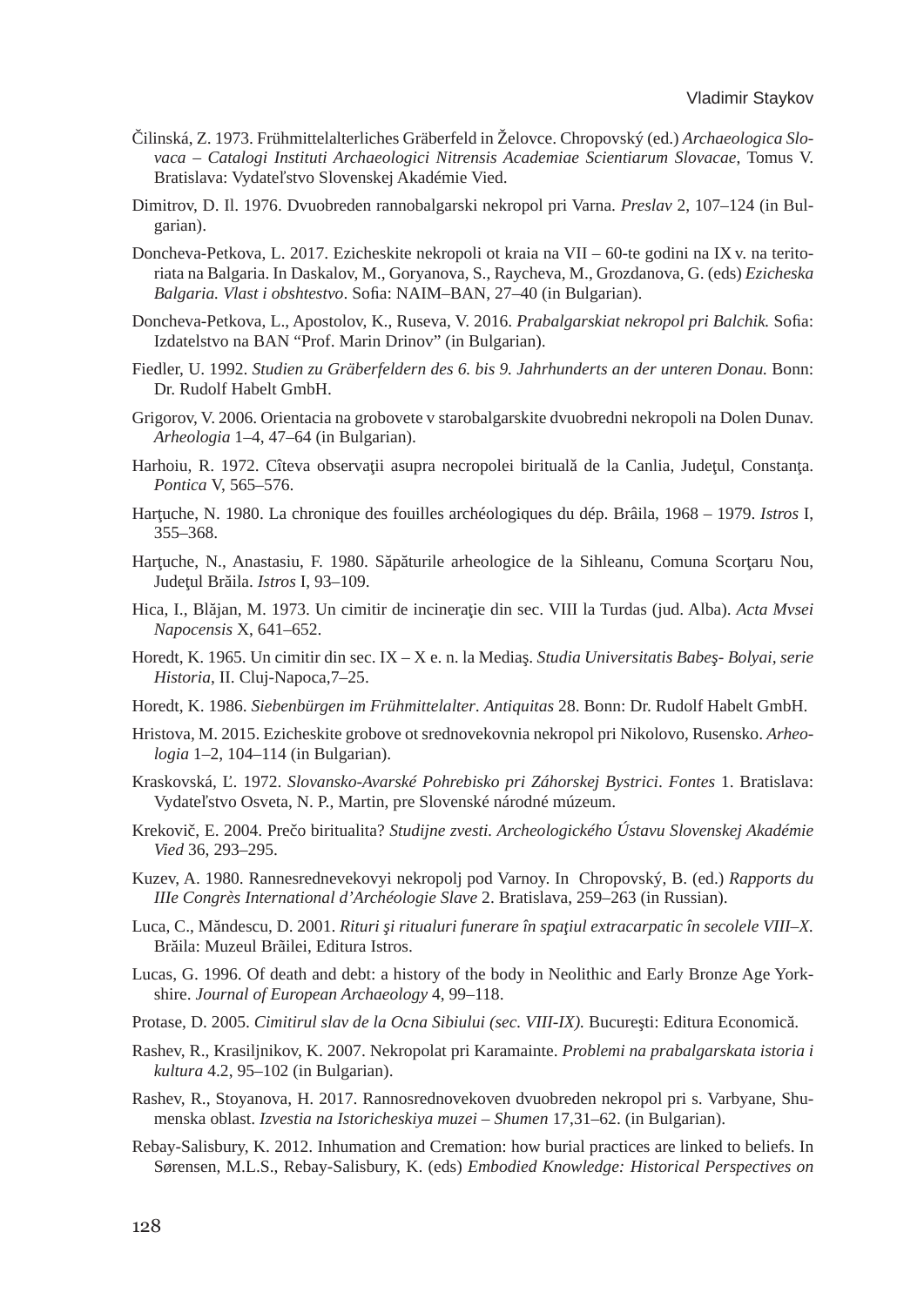Čilinská, Z. 1973. Frühmittelalterliches Gräberfeld in Želovce. Chropovský (ed.) *Archaeologica Slovaca – Catalogi Instituti Archaeologici Nitrensis Academiae Scientiarum Slovacae*, Tomus V. Bratislava: Vydateľstvo Slovenskej Akadémie Vied.

Dimitrov, D. Il. 1976. Dvuobreden rannobalgarski nekropol pri Varna. *Preslav* 2, 107–124 (in Bulgarian).

Doncheva-Petkova, L. 2017. Ezicheskite nekropoli ot kraia na VII – 60-te godini na IX v. na teritoriata na Balgaria. In Daskalov, M., Goryanova, S., Raycheva, M., Grozdanova, G. (eds) *Ezicheska Balgaria. Vlast i obshtestvo*. Sofia: NAIM–BAN, 27–40 (in Bulgarian).

Doncheva-Petkova, L., Apostolov, K., Ruseva, V. 2016. *Prabalgarskiat nekropol pri Balchik.* Sofia: Izdatelstvo na BAN "Prof. Marin Drinov" (in Bulgarian).

Fiedler, U. 1992. *Studien zu Gräberfeldern des 6. bis 9. Jahrhunderts an der unteren Donau.* Bonn: Dr. Rudolf Habelt GmbH.

Grigorov, V. 2006. Orientacia na grobovete v starobalgarskite dvuobredni nekropoli na Dolen Dunav. *Arheologia* 1–4, 47–64 (in Bulgarian).

Harhoiu, R. 1972. Cîteva observaţii asupra necropolei birituală de la Canlia, Judeţul, Constanţa. *Pontica* V, 565–576.

Harţuche, N. 1980. La chronique des fouilles archéologiques du dép. Brâila, 1968 – 1979. *Istros* I, 355–368.

Harţuche, N., Anastasiu, F. 1980. Săpăturile arheologice de la Sihleanu, Comuna Scorţaru Nou, Judeţul Brăila. *Istros* I, 93–109.

Hica, I., Blăjan, M. 1973. Un cimitir de incineraţie din sec. VIII la Turdas (jud. Alba). *Acta Mvsei Napocensis* X, 641–652.

Horedt, K. 1965. Un cimitir din sec. IX – X e. n. la Mediaş. *Studia Universitatis Babeş- Bolyai, serie Historia*, II. Cluj-Napoca,7–25.

Horedt, K. 1986. *Siebenbürgen im Frühmittelalter*. *Antiquitas* 28. Bonn: Dr. Rudolf Habelt GmbH.

Hristova, M. 2015. Ezicheskite grobove ot srednovekovnia nekropol pri Nikolovo, Rusensko. *Arheologia* 1–2, 104–114 (in Bulgarian).

Kraskovská, Ľ. 1972. *Slovansko-Avarské Pohrebisko pri Záhorskej Bystrici*. *Fontes* 1. Bratislava: Vydateľstvo Osveta, N. P., Martin, pre Slovenské národné múzeum.

Krekovič, E. 2004. Prečo biritualita? *Studijne zvesti. Archeologického Ústavu Slovenskej Akadémie Vied* 36, 293–295.

Kuzev, A. 1980. Rannesrednevekovyi nekropolj pod Varnoy. In Chropovský, B. (ed.) *Rapports du IIIe Congrès International d'Archéologie Slave* 2. Bratislava, 259–263 (in Russian).

Luca, C., Măndescu, D. 2001. *Rituri şi ritualuri funerare în spaţiul extracarpatic în secolele VIII–X*. Brăila: Muzeul Brăilei, Editura Istros.

Lucas, G. 1996. Of death and debt: a history of the body in Neolithic and Early Bronze Age Yorkshire. *Journal of European Archaeology* 4, 99–118.

Protase, D. 2005. *Cimitirul slav de la Ocna Sibiului (sec. VIII-IX).* Bucureşti: Editura Economică.

Rashev, R., Krasiljnikov, K. 2007. Nekropolat pri Karamainte. *Problemi na prabalgarskata istoria i kultura* 4.2, 95–102 (in Bulgarian).

Rashev, R., Stoyanova, H. 2017. Rannosrednovekoven dvuobreden nekropol pri s. Varbyane, Shumenska oblast. *Izvestia na Istoricheskiya muzei – Shumen* 17,31–62. (in Bulgarian).

Rebay-Salisbury, K. 2012. Inhumation and Cremation: how burial practices are linked to beliefs. In Sørensen, M.L.S., Rebay-Salisbury, K. (eds) *Embodied Knowledge: Historical Perspectives on*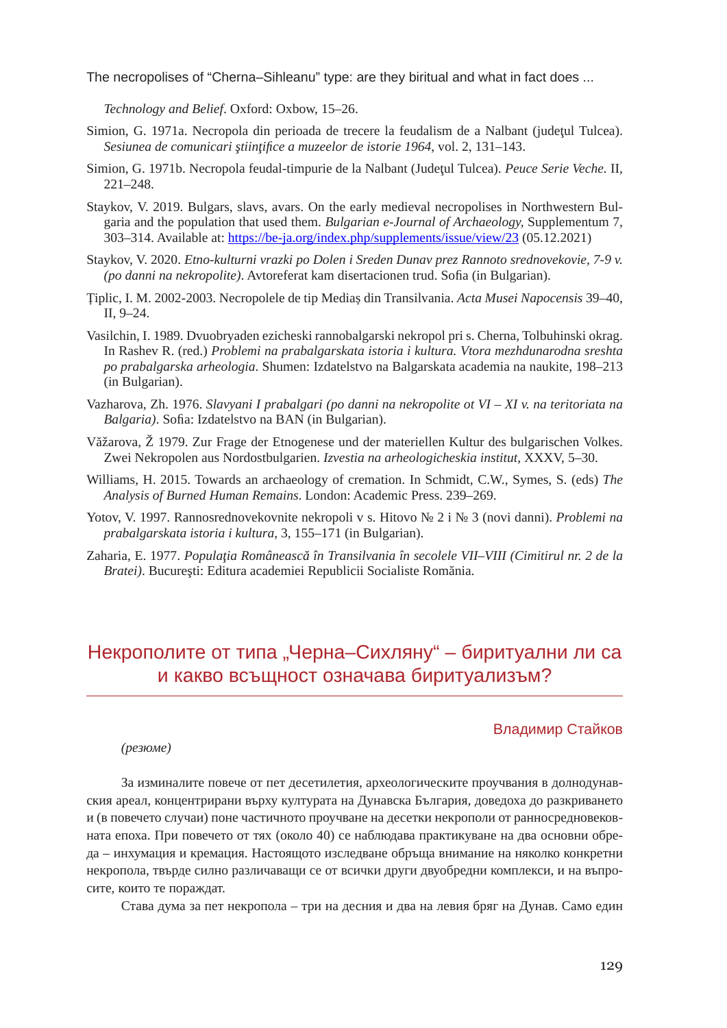*Technology and Belief*. Oxford: Oxbow, 15–26.

Simion, G. 1971a. Necropola din perioada de trecere la feudalism de a Nalbant (judeţul Tulcea). *Sesiunea de comunicari ştiinţifice a muzeelor de istorie 1964*, vol. 2, 131–143.

Simion, G. 1971b. Necropola feudal-timpurie de la Nalbant (Judeţul Tulcea). *Peuce Serie Veche*. II, 221–248.

Staykov, V. 2019. Bulgars, slavs, avars. On the early medieval necropolises in Northwestern Bulgaria and the population that used them. *Bulgarian e-Journal of Archaeology*, Supplementum 7, 303–314. Available at: https://be-ja.org/index.php/supplements/issue/view/23 (05.12.2021)

Staykov, V. 2020. *Etno-kulturni vrazki po Dolen i Sreden Dunav prez Rannoto srednovekovie, 7-9 v. (po danni na nekropolite)*. Avtoreferat kam disertacionen trud. Sofia (in Bulgarian).

Ţiplic, I. M. 2002-2003. Necropolele de tip Mediaş din Transilvania. *Acta Musei Napocensis* 39–40, II, 9–24.

Vasilchin, I. 1989. Dvuobryaden ezicheski rannobalgarski nekropol pri s. Cherna, Tolbuhinski okrag. In Rashev R. (red.) *Problemi na prabalgarskata istoria i kultura. Vtora mezhdunarodna sreshta po prabalgarska arheologia*. Shumen: Izdatelstvo na Balgarskata academia na naukite, 198–213 (in Bulgarian).

Vazharova, Zh. 1976. *Slavyani I prabalgari (po danni na nekropolite ot VI – XI v. na teritoriata na Balgaria)*. Sofia: Izdatelstvo na BAN (in Bulgarian).

Văžarova, Ž 1979. Zur Frage der Etnogenese und der materiellen Kultur des bulgarischen Volkes. Zwei Nekropolen aus Nordostbulgarien. *Izvestia na arheologicheskia institut*, XXXV, 5–30.

Williams, H. 2015. Towards an archaeology of cremation. In Schmidt, C.W., Symes, S. (eds) *The Analysis of Burned Human Remains*. London: Academic Press. 239–269.

Yotov, V. 1997. Rannosrednovekovnite nekropoli v s. Hitovo № 2 i № 3 (novi danni). *Problemi na prabalgarskata istoria i kultura*, 3, 155–171 (in Bulgarian).

Zaharia, E. 1977. *Populaţia Românească în Transilvania în secolele VII–VIII (Cimitirul nr. 2 de la Bratei)*. Bucureşti: Editura academiei Republicii Socialiste România.

## Некрополите от типа „Черна–Сихляну“ – биритуални ли са и какво всъщност означава биритуализъм?

Владимир Стайков

*(резюме)*

За изминалите повече от пет десетилетия, археологическите проучвания в долнодунавския ареал, концентрирани върху културата на Дунавска България, доведоха до разкриването и (в повечето случаи) поне частичното проучване на десетки некрополи от ранносредновековната епоха. При повечето от тях (около 40) се наблюдава практикуване на два основни обреда – инхумация и кремация. Настоящото изследване обръща внимание на няколко конкретни некропола, твърде силно различаващи се от всички други двуобредни комплекси, и на въпросите, които те пораждат.

Става дума за пет некропола – три на десния и два на левия бряг на Дунав. Само един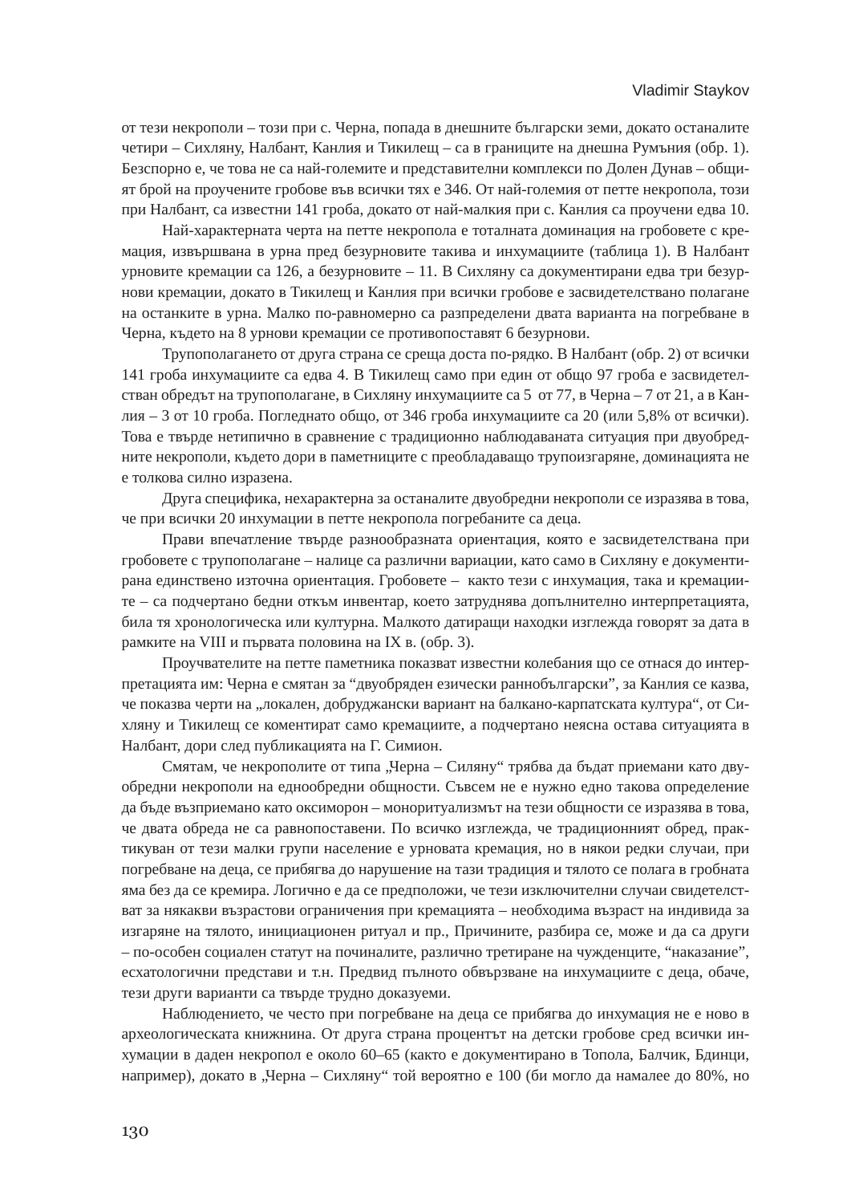от тези некрополи – този при с. Черна, попада в днешните български земи, докато останалите четири – Сихляну, Налбант, Канлия и Тикилещ – са в границите на днешна Румъния (обр. 1). Безспорно е, че това не са най-големите и представителни комплекси по Долен Дунав – общият брой на проучените гробове във всички тях е 346. От най-големия от петте некропола, този при Налбант, са известни 141 гроба, докато от най-малкия при с. Канлия са проучени едва 10.

Най-характерната черта на петте некропола е тоталната доминация на гробовете с кремация, извършвана в урна пред безурновите такива и инхумациите (таблица 1). В Налбант урновите кремации са 126, а безурновите – 11. В Сихляну са документирани едва три безурнови кремации, докато в Тикилещ и Канлия при всички гробове е засвидетелствано полагане на останките в урна. Малко по-равномерно са разпределени двата варианта на погребване в Черна, където на 8 урнови кремации се противопоставят 6 безурнови.

Трупополагането от друга страна се среща доста по-рядко. В Налбант (обр. 2) от всички 141 гроба инхумациите са едва 4. В Тикилещ само при един от общо 97 гроба е засвидетелстван обредът на трупополагане, в Сихляну инхумациите са 5 от 77, в Черна – 7 от 21, а в Канлия – 3 от 10 гроба. Погледнато общо, от 346 гроба инхумациите са 20 (или 5,8% от всички). Това е твърде нетипично в сравнение с традиционно наблюдаваната ситуация при двуобредните некрополи, където дори в паметниците с преобладаващо трупоизгаряне, доминацията не е толкова силно изразена.

Друга специфика, нехарактерна за останалите двуобредни некрополи се изразява в това, че при всички 20 инхумации в петте некропола погребаните са деца.

Прави впечатление твърде разнообразната ориентация, която е засвидетелствана при гробовете с трупополагане – налице са различни вариации, като само в Сихляну е документирана единствено източна ориентация. Гробовете – както тези с инхумация, така и кремациите – са подчертано бедни откъм инвентар, което затруднява допълнително интерпретацията, била тя хронологическа или културна. Малкото датиращи находки изглежда говорят за дата в рамките на VIII и първата половина на IX в. (обр. 3).

Проучвателите на петте паметника показват известни колебания що се отнася до интерпретацията им: Черна е смятан за "двуобряден езически раннобългарски", за Канлия се казва, че показва черти на „локален, добруджански вариант на балкано-карпатската култура", от Сихляну и Тикилещ се коментират само кремациите, а подчертано неясна остава ситуацията в Налбант, дори след публикацията на Г. Симион.

Смятам, че некрополите от типа „Черна – Силяну" трябва да бъдат приемани като двуобредни некрополи на еднообредни общности. Съвсем не е нужно едно такова определение да бъде възприемано като оксиморон – моноритуализмът на тези общности се изразява в това, че двата обреда не са равнопоставени. По всичко изглежда, че традиционният обред, практикуван от тези малки групи население е урновата кремация, но в някои редки случаи, при погребване на деца, се прибягва до нарушение на тази традиция и тялото се полага в гробната яма без да се кремира. Логично е да се предположи, че тези изключителни случаи свидетелстват за някакви възрастови ограничения при кремацията – необходима възраст на индивида за изгаряне на тялото, инициационен ритуал и пр., Причините, разбира се, може и да са други – по-особен социален статут на починалите, различно третиране на чужденците, "наказание", есхатологични представи и т.н. Предвид пълното обвързване на инхумациите с деца, обаче, тези други варианти са твърде трудно доказуеми.

Наблюдението, че често при погребване на деца се прибягва до инхумация не е ново в археологическата книжнина. От друга страна процентът на детски гробове сред всички инхумации в даден некропол е около 60–65 (както е документирано в Топола, Балчик, Бдинци, например), докато в „Черна – Сихляну" той вероятно е 100 (би могло да намалее до 80%, но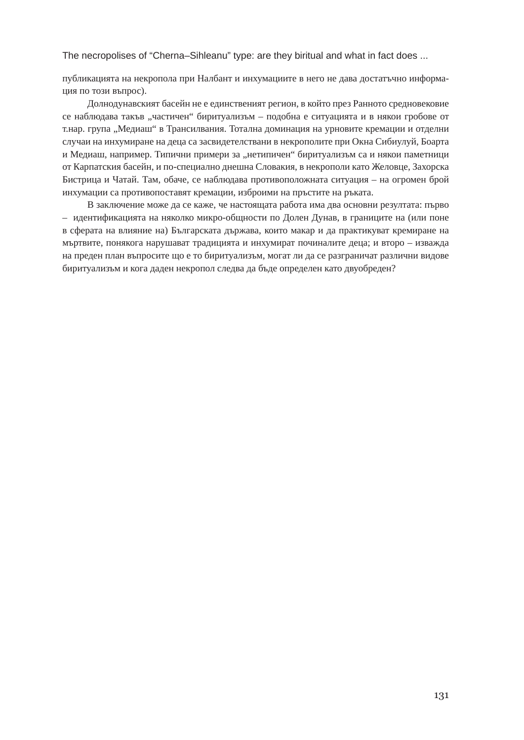публикацията на некропола при Налбант и инхумациите в него не дава достатъчно информация по този въпрос).

Долнодунавският басейн не е единственият регион, в който през Ранното средновековие се наблюдава такъв „частичен" биритуализъм – подобна е ситуацията и в някои гробове от т.нар. група „Медиаш" в Трансилвания. Тотална доминация на урновите кремации и отделни случаи на инхумиране на деца са засвидетелствани в некрополите при Окна Сибиулуй, Боарта и Медиаш, например. Типични примери за „нетипичен" биритуализъм са и някои паметници от Карпатския басейн, и по-специално днешна Словакия, в некрополи като Желовце, Захорска Бистрица и Чатай. Там, обаче, се наблюдава противоположната ситуация – на огромен брой инхумации са противопоставят кремации, изброими на пръстите на ръката.

В заключение може да се каже, че настоящата работа има два основни резултата: първо – идентификацията на няколко микро-общности по Долен Дунав, в границите на (или поне в сферата на влияние на) Българската държава, които макар и да практикуват кремиране на мъртвите, понякога нарушават традицията и инхумират починалите деца; и второ – изважда на преден план въпросите що е то биритуализъм, могат ли да се разграничат различни видове биритуализъм и кога даден некропол следва да бъде определен като двуобреден?